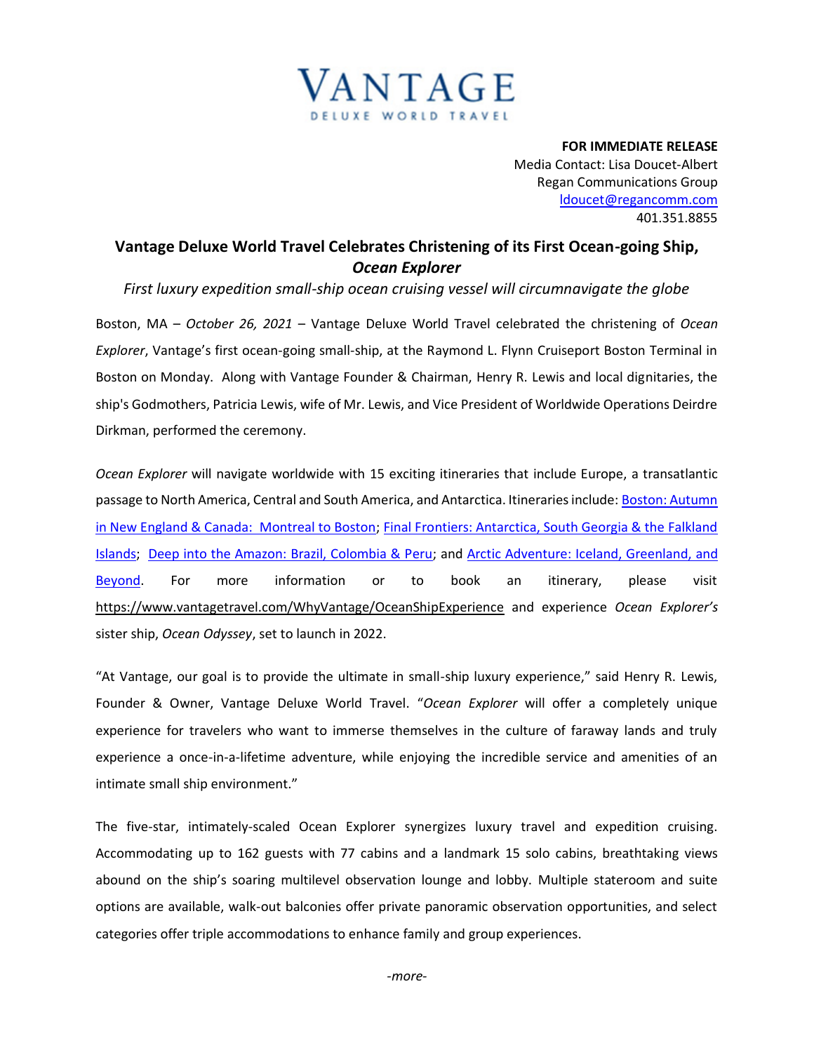# VANTAGE

DELUXE WORLD TRAVEL

**FOR IMMEDIATE RELEASE**
Media Contact: Lisa Doucet-Albert
Regan Communications Group
ldoucet@regancomm.com
401.351.8855

## Vantage Deluxe World Travel Celebrates Christening of its First Ocean-going Ship, *Ocean Explorer*

*First luxury expedition small-ship ocean cruising vessel will circumnavigate the globe*

Boston, MA – *October 26, 2021* – Vantage Deluxe World Travel celebrated the christening of *Ocean Explorer*, Vantage's first ocean-going small-ship, at the Raymond L. Flynn Cruiseport Boston Terminal in Boston on Monday. Along with Vantage Founder & Chairman, Henry R. Lewis and local dignitaries, the ship's Godmothers, Patricia Lewis, wife of Mr. Lewis, and Vice President of Worldwide Operations Deirdre Dirkman, performed the ceremony.

*Ocean Explorer* will navigate worldwide with 15 exciting itineraries that include Europe, a transatlantic passage to North America, Central and South America, and Antarctica. Itineraries include: Boston: Autumn in New England & Canada: Montreal to Boston; Final Frontiers: Antarctica, South Georgia & the Falkland Islands; Deep into the Amazon: Brazil, Colombia & Peru; and Arctic Adventure: Iceland, Greenland, and Beyond. For more information or to book an itinerary, please visit https://www.vantagetravel.com/WhyVantage/OceanShipExperience and experience *Ocean Explorer's* sister ship, *Ocean Odyssey*, set to launch in 2022.

"At Vantage, our goal is to provide the ultimate in small-ship luxury experience," said Henry R. Lewis, Founder & Owner, Vantage Deluxe World Travel. "*Ocean Explorer* will offer a completely unique experience for travelers who want to immerse themselves in the culture of faraway lands and truly experience a once-in-a-lifetime adventure, while enjoying the incredible service and amenities of an intimate small ship environment."

The five-star, intimately-scaled Ocean Explorer synergizes luxury travel and expedition cruising. Accommodating up to 162 guests with 77 cabins and a landmark 15 solo cabins, breathtaking views abound on the ship's soaring multilevel observation lounge and lobby. Multiple stateroom and suite options are available, walk-out balconies offer private panoramic observation opportunities, and select categories offer triple accommodations to enhance family and group experiences.

*-more-*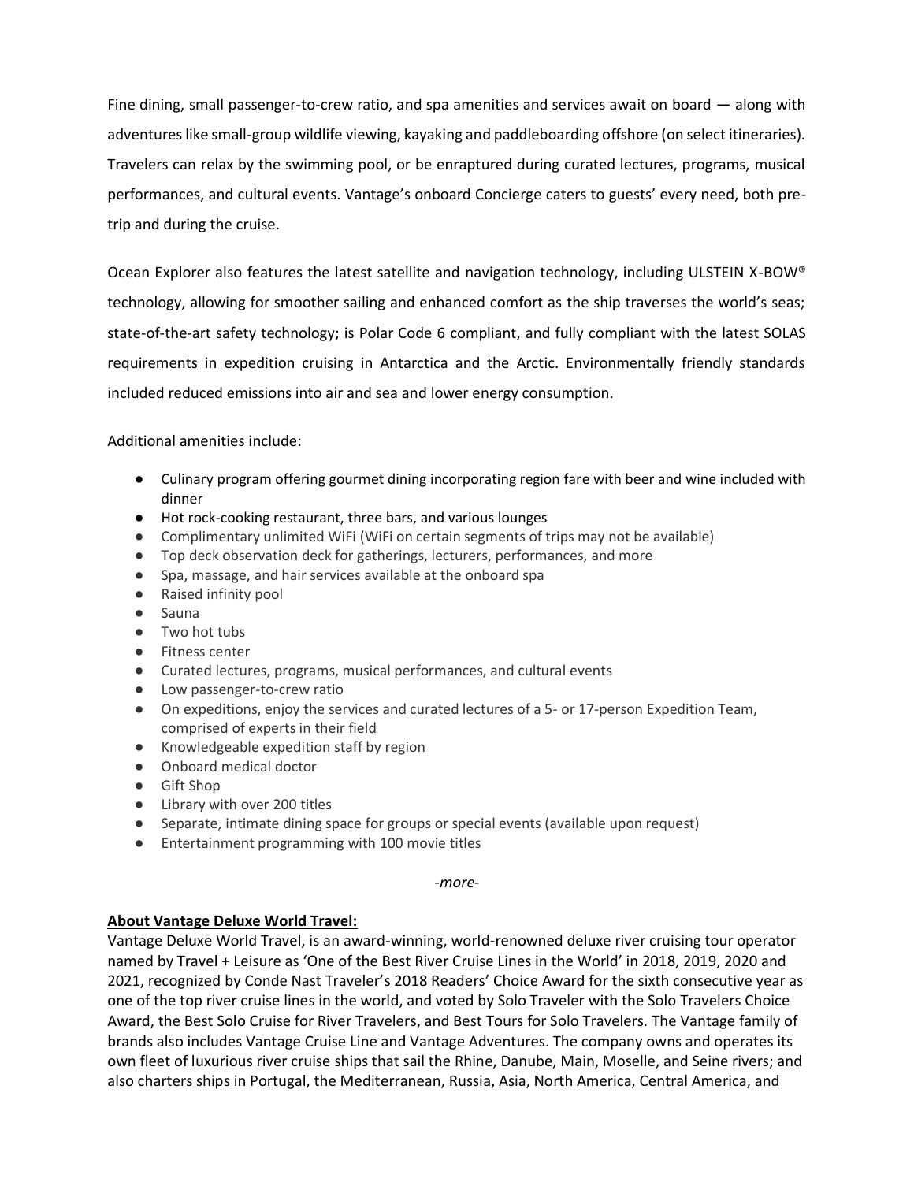Fine dining, small passenger-to-crew ratio, and spa amenities and services await on board — along with adventures like small-group wildlife viewing, kayaking and paddleboarding offshore (on select itineraries). Travelers can relax by the swimming pool, or be enraptured during curated lectures, programs, musical performances, and cultural events. Vantage's onboard Concierge caters to guests' every need, both pre-trip and during the cruise.

Ocean Explorer also features the latest satellite and navigation technology, including ULSTEIN X-BOW® technology, allowing for smoother sailing and enhanced comfort as the ship traverses the world's seas; state-of-the-art safety technology; is Polar Code 6 compliant, and fully compliant with the latest SOLAS requirements in expedition cruising in Antarctica and the Arctic. Environmentally friendly standards included reduced emissions into air and sea and lower energy consumption.

Additional amenities include:

- Culinary program offering gourmet dining incorporating region fare with beer and wine included with dinner
- Hot rock-cooking restaurant, three bars, and various lounges
- Complimentary unlimited WiFi (WiFi on certain segments of trips may not be available)
- Top deck observation deck for gatherings, lecturers, performances, and more
- Spa, massage, and hair services available at the onboard spa
- Raised infinity pool
- Sauna
- Two hot tubs
- Fitness center
- Curated lectures, programs, musical performances, and cultural events
- Low passenger-to-crew ratio
- On expeditions, enjoy the services and curated lectures of a 5- or 17-person Expedition Team, comprised of experts in their field
- Knowledgeable expedition staff by region
- Onboard medical doctor
- Gift Shop
- Library with over 200 titles
- Separate, intimate dining space for groups or special events (available upon request)
- Entertainment programming with 100 movie titles

*-more-*

**About Vantage Deluxe World Travel:**

Vantage Deluxe World Travel, is an award-winning, world-renowned deluxe river cruising tour operator named by Travel + Leisure as 'One of the Best River Cruise Lines in the World' in 2018, 2019, 2020 and 2021, recognized by Conde Nast Traveler's 2018 Readers' Choice Award for the sixth consecutive year as one of the top river cruise lines in the world, and voted by Solo Traveler with the Solo Travelers Choice Award, the Best Solo Cruise for River Travelers, and Best Tours for Solo Travelers. The Vantage family of brands also includes Vantage Cruise Line and Vantage Adventures. The company owns and operates its own fleet of luxurious river cruise ships that sail the Rhine, Danube, Main, Moselle, and Seine rivers; and also charters ships in Portugal, the Mediterranean, Russia, Asia, North America, Central America, and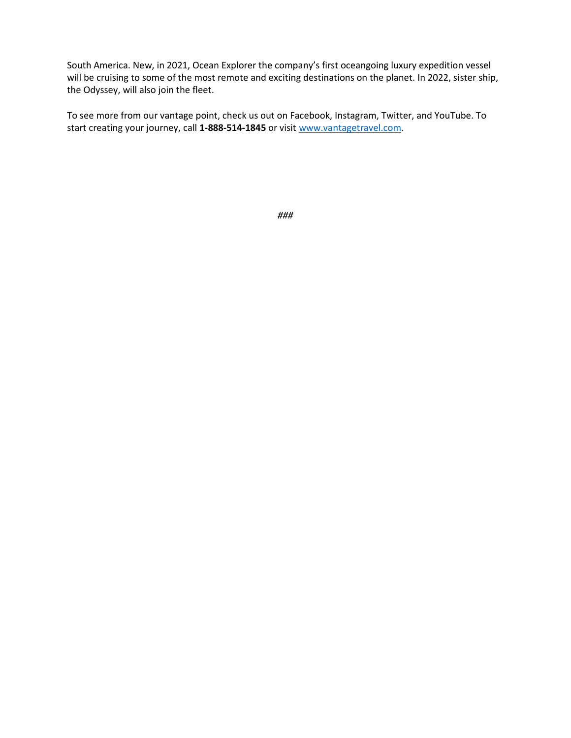South America. New, in 2021, Ocean Explorer the company's first oceangoing luxury expedition vessel will be cruising to some of the most remote and exciting destinations on the planet. In 2022, sister ship, the Odyssey, will also join the fleet.

To see more from our vantage point, check us out on Facebook, Instagram, Twitter, and YouTube. To start creating your journey, call **1-888-514-1845** or visit [www.vantagetravel.com](www.vantagetravel.com).

###